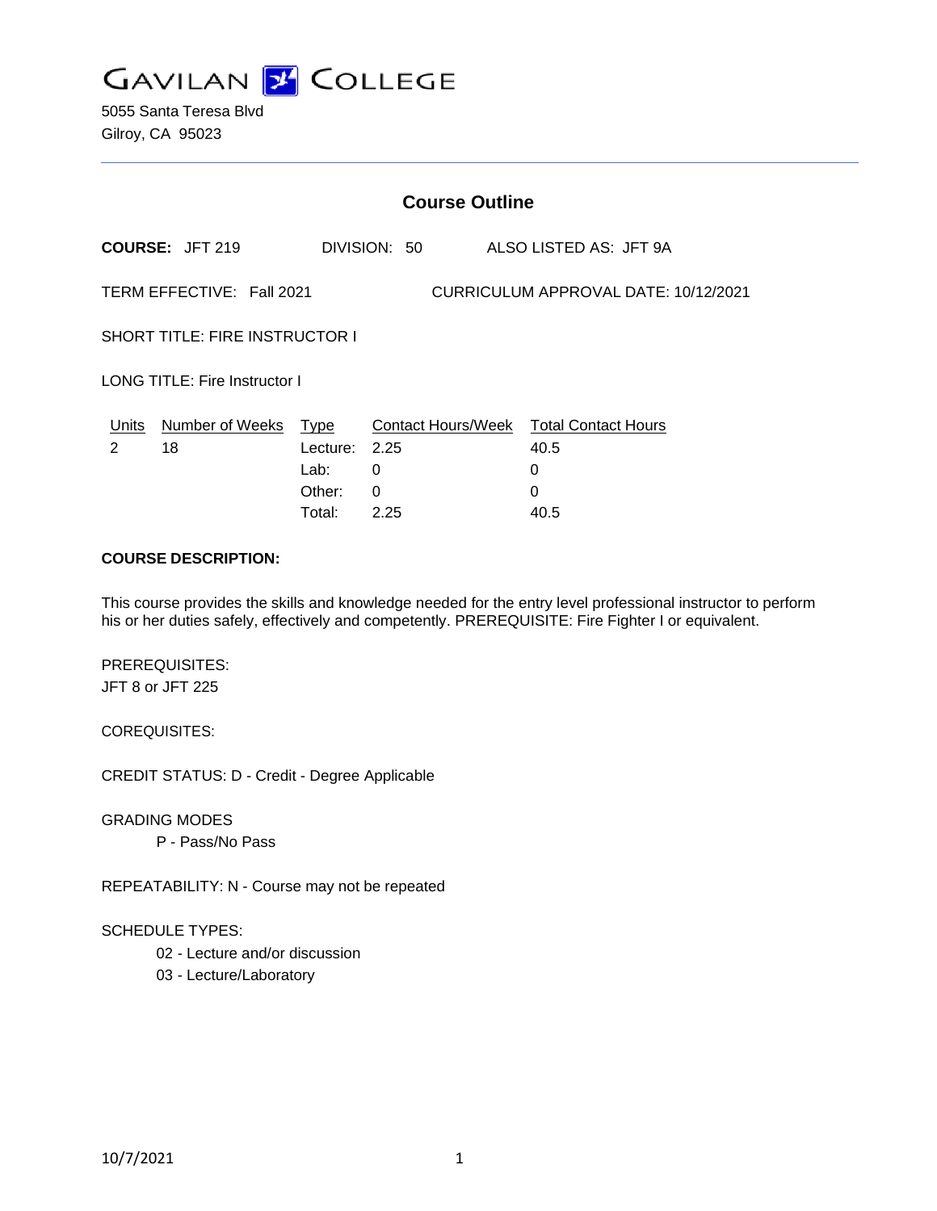# GAVILAN COLLEGE

5055 Santa Teresa Blvd
Gilroy, CA 95023

## Course Outline

**COURSE:** JFT 219 DIVISION: 50 ALSO LISTED AS: JFT 9A

TERM EFFECTIVE: Fall 2021 CURRICULUM APPROVAL DATE: 10/12/2021

SHORT TITLE: FIRE INSTRUCTOR I

LONG TITLE: Fire Instructor I

| Units | Number of Weeks | Type | Contact Hours/Week | Total Contact Hours |
|---|---|---|---|---|
| 2 | 18 | Lecture: | 2.25 | 40.5 |
| | | Lab: | 0 | 0 |
| | | Other: | 0 | 0 |
| | | Total: | 2.25 | 40.5 |

**COURSE DESCRIPTION:**

This course provides the skills and knowledge needed for the entry level professional instructor to perform his or her duties safely, effectively and competently. PREREQUISITE: Fire Fighter I or equivalent.

PREREQUISITES:
JFT 8 or JFT 225

COREQUISITES:

CREDIT STATUS: D - Credit - Degree Applicable

GRADING MODES
- P - Pass/No Pass

REPEATABILITY: N - Course may not be repeated

SCHEDULE TYPES:
- 02 - Lecture and/or discussion
- 03 - Lecture/Laboratory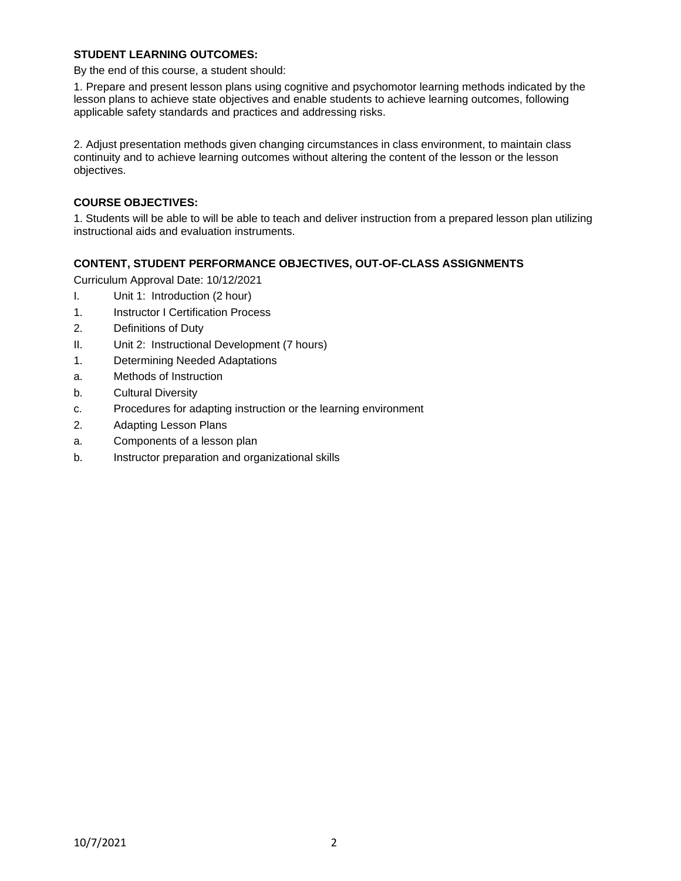### STUDENT LEARNING OUTCOMES:

By the end of this course, a student should:

1. Prepare and present lesson plans using cognitive and psychomotor learning methods indicated by the lesson plans to achieve state objectives and enable students to achieve learning outcomes, following applicable safety standards and practices and addressing risks.

2. Adjust presentation methods given changing circumstances in class environment, to maintain class continuity and to achieve learning outcomes without altering the content of the lesson or the lesson objectives.

### COURSE OBJECTIVES:

1. Students will be able to will be able to teach and deliver instruction from a prepared lesson plan utilizing instructional aids and evaluation instruments.

### CONTENT, STUDENT PERFORMANCE OBJECTIVES, OUT-OF-CLASS ASSIGNMENTS

Curriculum Approval Date: 10/12/2021

I. Unit 1: Introduction (2 hour)

1. Instructor I Certification Process
2. Definitions of Duty

II. Unit 2: Instructional Development (7 hours)

1. Determining Needed Adaptations
   a. Methods of Instruction
   b. Cultural Diversity
   c. Procedures for adapting instruction or the learning environment
2. Adapting Lesson Plans
   a. Components of a lesson plan
   b. Instructor preparation and organizational skills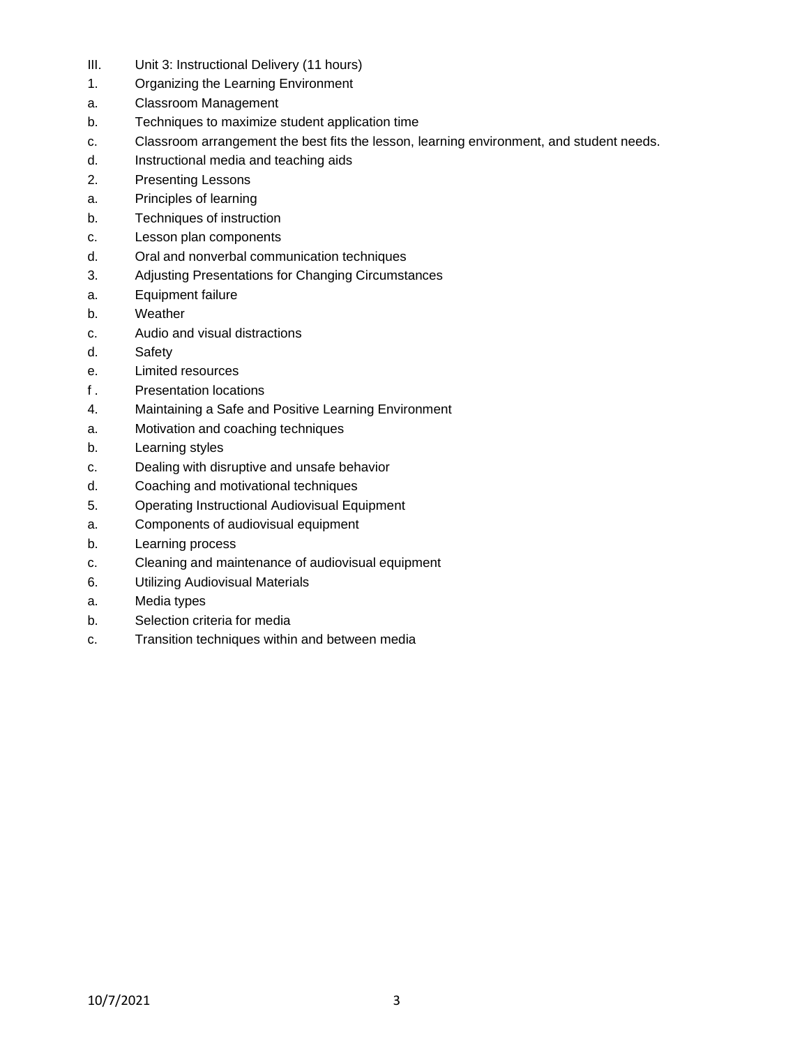III. Unit 3: Instructional Delivery (11 hours)

1. Organizing the Learning Environment
   - a. Classroom Management
   - b. Techniques to maximize student application time
   - c. Classroom arrangement the best fits the lesson, learning environment, and student needs.
   - d. Instructional media and teaching aids
2. Presenting Lessons
   - a. Principles of learning
   - b. Techniques of instruction
   - c. Lesson plan components
   - d. Oral and nonverbal communication techniques
3. Adjusting Presentations for Changing Circumstances
   - a. Equipment failure
   - b. Weather
   - c. Audio and visual distractions
   - d. Safety
   - e. Limited resources
   - f . Presentation locations
4. Maintaining a Safe and Positive Learning Environment
   - a. Motivation and coaching techniques
   - b. Learning styles
   - c. Dealing with disruptive and unsafe behavior
   - d. Coaching and motivational techniques
5. Operating Instructional Audiovisual Equipment
   - a. Components of audiovisual equipment
   - b. Learning process
   - c. Cleaning and maintenance of audiovisual equipment
6. Utilizing Audiovisual Materials
   - a. Media types
   - b. Selection criteria for media
   - c. Transition techniques within and between media

10/7/2021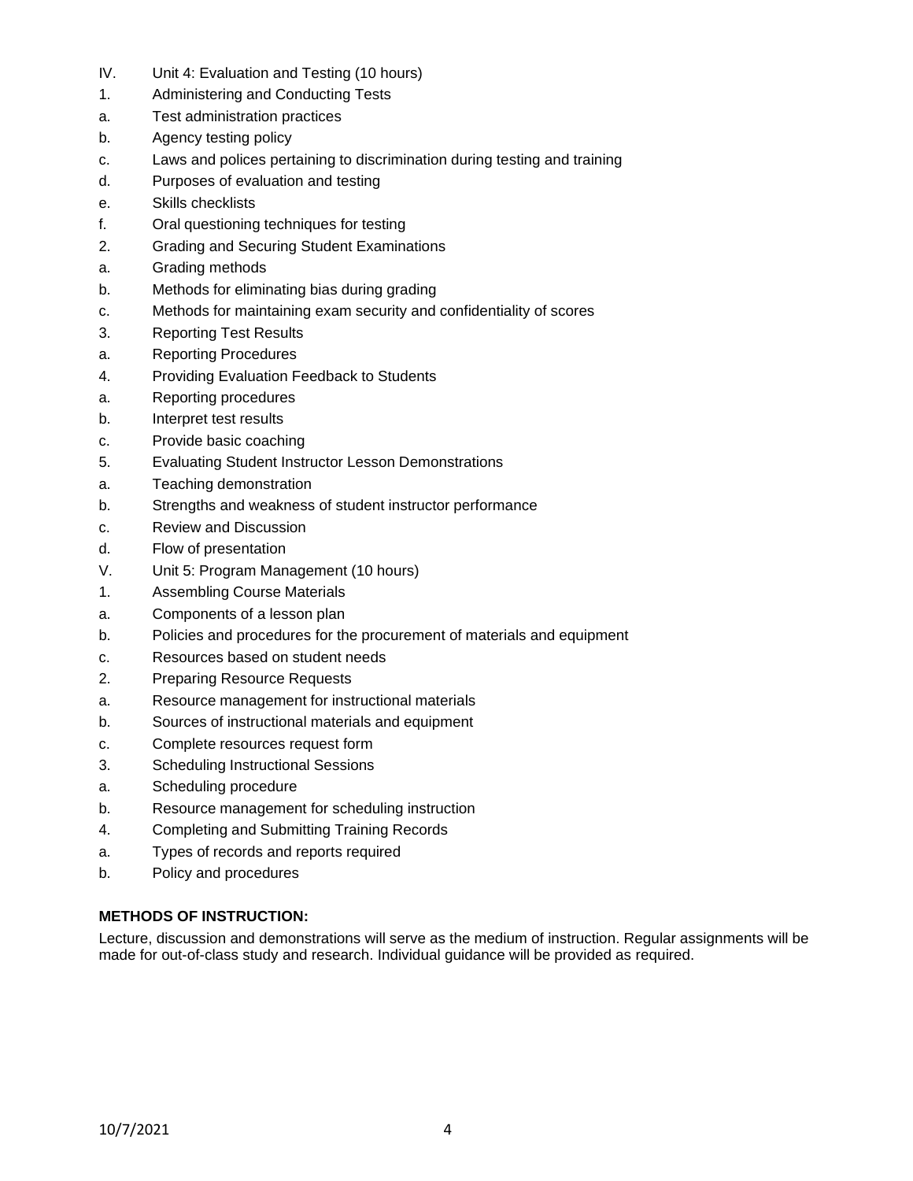IV. Unit 4: Evaluation and Testing (10 hours)

1. Administering and Conducting Tests
   a. Test administration practices
   b. Agency testing policy
   c. Laws and polices pertaining to discrimination during testing and training
   d. Purposes of evaluation and testing
   e. Skills checklists
   f. Oral questioning techniques for testing
2. Grading and Securing Student Examinations
   a. Grading methods
   b. Methods for eliminating bias during grading
   c. Methods for maintaining exam security and confidentiality of scores
3. Reporting Test Results
   a. Reporting Procedures
4. Providing Evaluation Feedback to Students
   a. Reporting procedures
   b. Interpret test results
   c. Provide basic coaching
5. Evaluating Student Instructor Lesson Demonstrations
   a. Teaching demonstration
   b. Strengths and weakness of student instructor performance
   c. Review and Discussion
   d. Flow of presentation

V. Unit 5: Program Management (10 hours)

1. Assembling Course Materials
   a. Components of a lesson plan
   b. Policies and procedures for the procurement of materials and equipment
   c. Resources based on student needs
2. Preparing Resource Requests
   a. Resource management for instructional materials
   b. Sources of instructional materials and equipment
   c. Complete resources request form
3. Scheduling Instructional Sessions
   a. Scheduling procedure
   b. Resource management for scheduling instruction
4. Completing and Submitting Training Records
   a. Types of records and reports required
   b. Policy and procedures

**METHODS OF INSTRUCTION:**

Lecture, discussion and demonstrations will serve as the medium of instruction. Regular assignments will be made for out-of-class study and research. Individual guidance will be provided as required.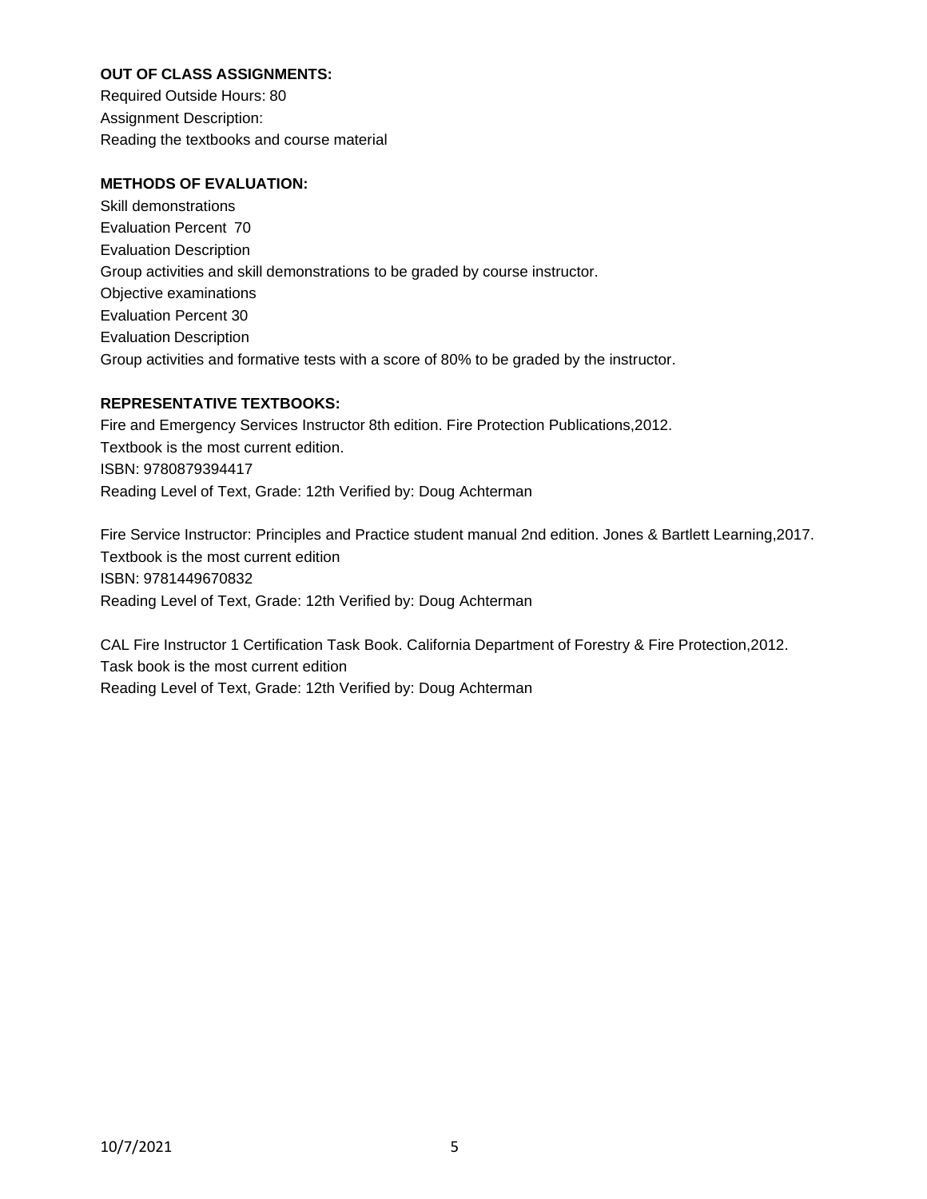**OUT OF CLASS ASSIGNMENTS:**

Required Outside Hours: 80
Assignment Description:
Reading the textbooks and course material

**METHODS OF EVALUATION:**

Skill demonstrations
Evaluation Percent 70
Evaluation Description
Group activities and skill demonstrations to be graded by course instructor.
Objective examinations
Evaluation Percent 30
Evaluation Description
Group activities and formative tests with a score of 80% to be graded by the instructor.

**REPRESENTATIVE TEXTBOOKS:**

Fire and Emergency Services Instructor 8th edition. Fire Protection Publications,2012.
Textbook is the most current edition.
ISBN: 9780879394417
Reading Level of Text, Grade: 12th Verified by: Doug Achterman

Fire Service Instructor: Principles and Practice student manual 2nd edition. Jones & Bartlett Learning,2017.
Textbook is the most current edition
ISBN: 9781449670832
Reading Level of Text, Grade: 12th Verified by: Doug Achterman

CAL Fire Instructor 1 Certification Task Book. California Department of Forestry & Fire Protection,2012.
Task book is the most current edition
Reading Level of Text, Grade: 12th Verified by: Doug Achterman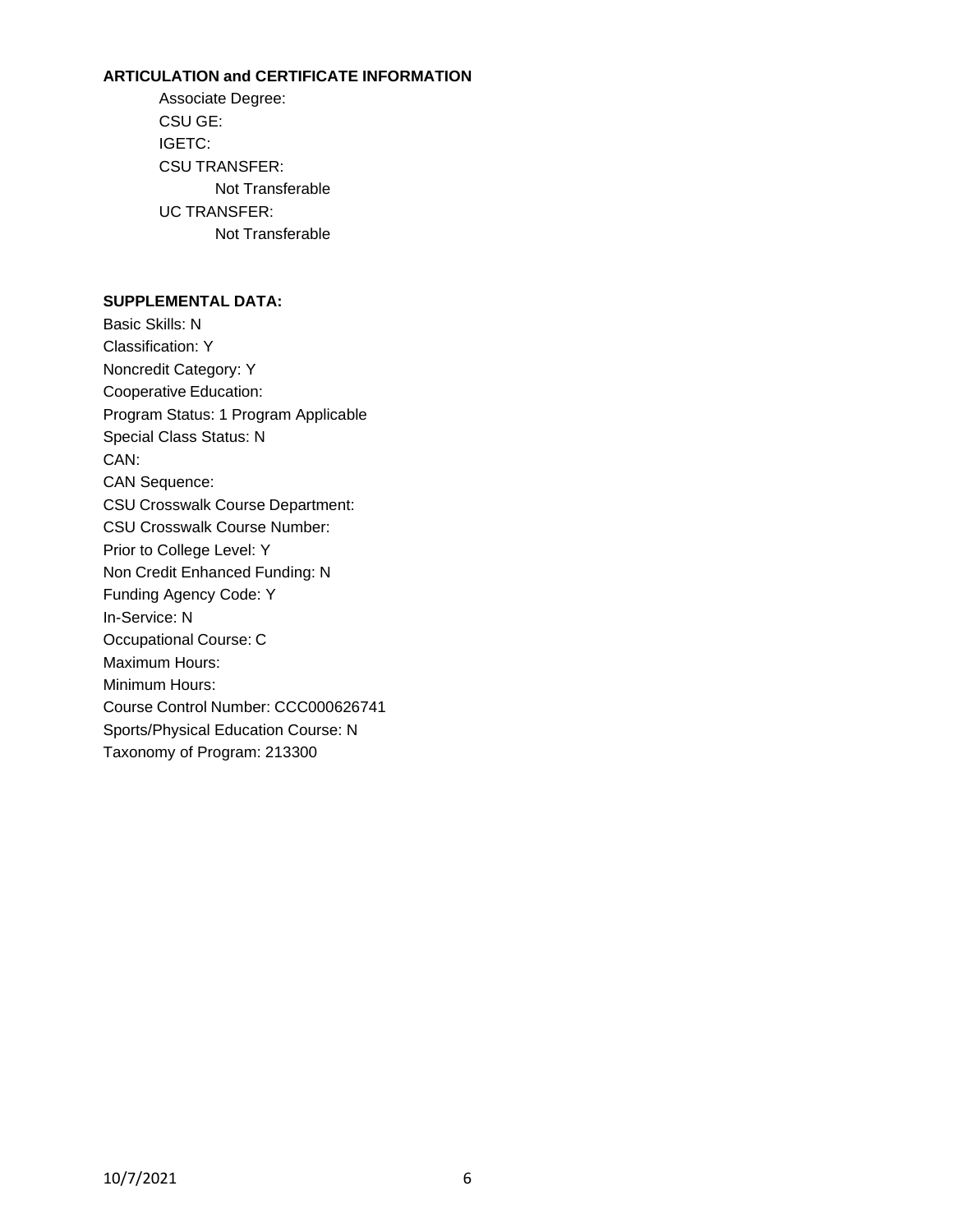**ARTICULATION and CERTIFICATE INFORMATION**

Associate Degree:
CSU GE:
IGETC:
CSU TRANSFER:
Not Transferable
UC TRANSFER:
Not Transferable

**SUPPLEMENTAL DATA:**

Basic Skills: N
Classification: Y
Noncredit Category: Y
Cooperative Education:
Program Status: 1 Program Applicable
Special Class Status: N
CAN:
CAN Sequence:
CSU Crosswalk Course Department:
CSU Crosswalk Course Number:
Prior to College Level: Y
Non Credit Enhanced Funding: N
Funding Agency Code: Y
In-Service: N
Occupational Course: C
Maximum Hours:
Minimum Hours:
Course Control Number: CCC000626741
Sports/Physical Education Course: N
Taxonomy of Program: 213300